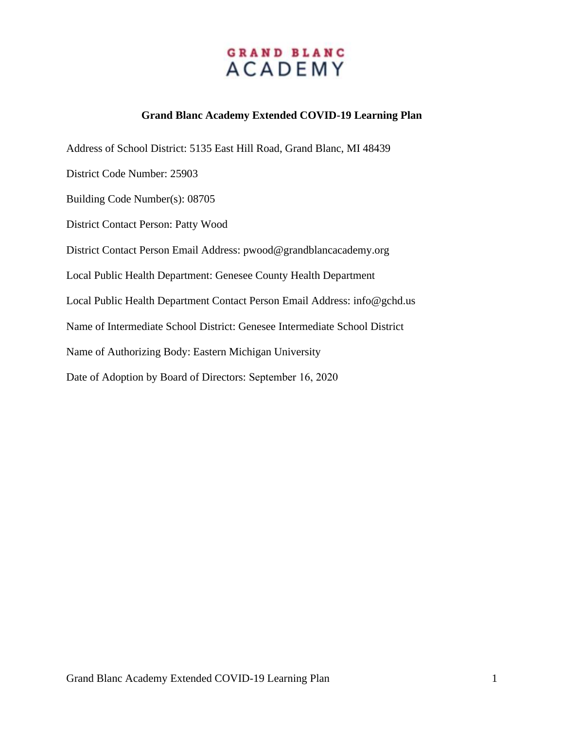GRAND BLANC ACADEMY

# Grand Blanc Academy Extended COVID-19 Learning Plan

Address of School District: 5135 East Hill Road, Grand Blanc, MI 48439

District Code Number: 25903

Building Code Number(s): 08705

District Contact Person: Patty Wood

District Contact Person Email Address: pwood@grandblancacademy.org

Local Public Health Department: Genesee County Health Department

Local Public Health Department Contact Person Email Address: info@gchd.us

Name of Intermediate School District: Genesee Intermediate School District

Name of Authorizing Body: Eastern Michigan University

Date of Adoption by Board of Directors: September 16, 2020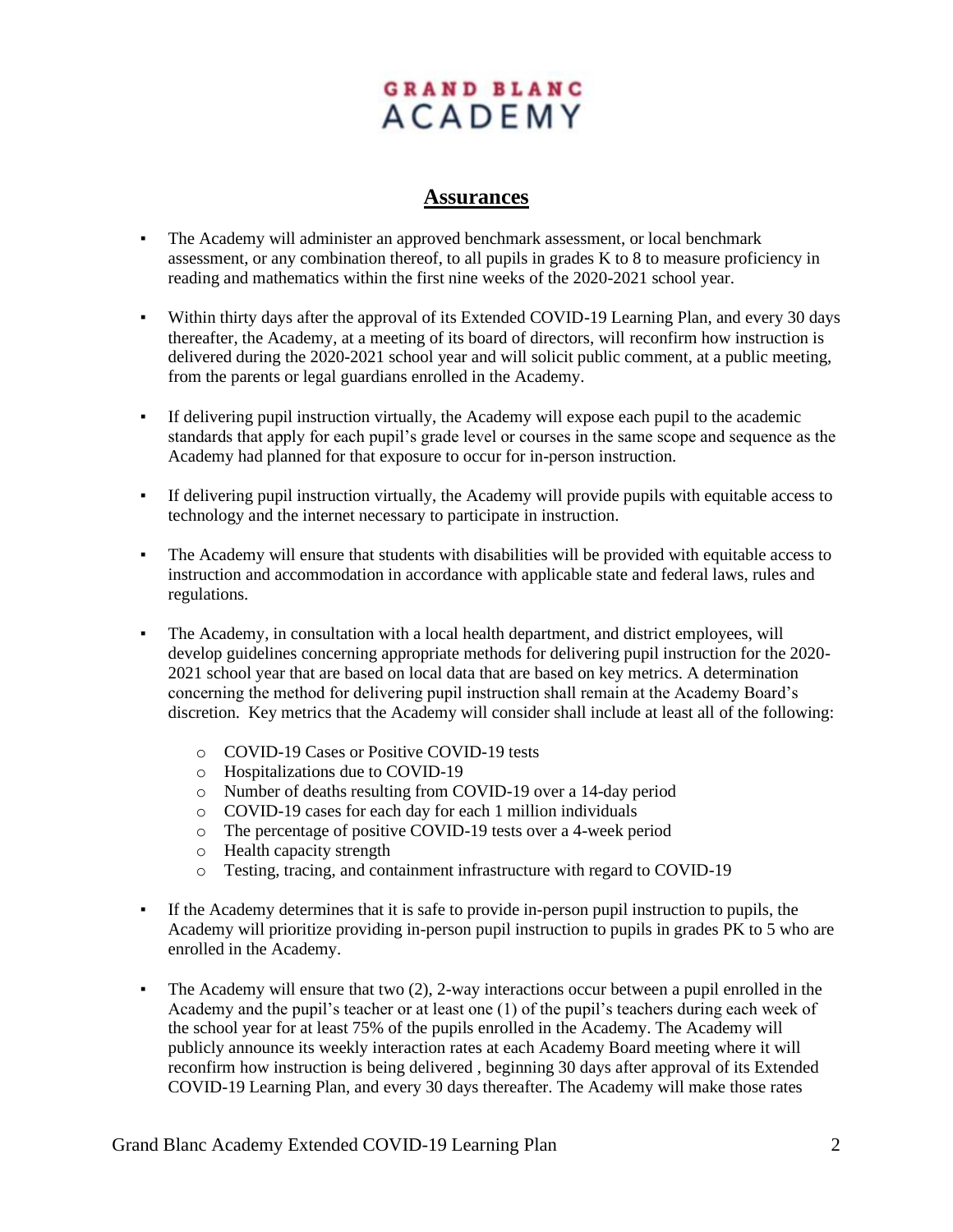GRAND BLANC
ACADEMY

## Assurances

- The Academy will administer an approved benchmark assessment, or local benchmark assessment, or any combination thereof, to all pupils in grades K to 8 to measure proficiency in reading and mathematics within the first nine weeks of the 2020-2021 school year.

- Within thirty days after the approval of its Extended COVID-19 Learning Plan, and every 30 days thereafter, the Academy, at a meeting of its board of directors, will reconfirm how instruction is delivered during the 2020-2021 school year and will solicit public comment, at a public meeting, from the parents or legal guardians enrolled in the Academy.

- If delivering pupil instruction virtually, the Academy will expose each pupil to the academic standards that apply for each pupil's grade level or courses in the same scope and sequence as the Academy had planned for that exposure to occur for in-person instruction.

- If delivering pupil instruction virtually, the Academy will provide pupils with equitable access to technology and the internet necessary to participate in instruction.

- The Academy will ensure that students with disabilities will be provided with equitable access to instruction and accommodation in accordance with applicable state and federal laws, rules and regulations.

- The Academy, in consultation with a local health department, and district employees, will develop guidelines concerning appropriate methods for delivering pupil instruction for the 2020-2021 school year that are based on local data that are based on key metrics. A determination concerning the method for delivering pupil instruction shall remain at the Academy Board's discretion. Key metrics that the Academy will consider shall include at least all of the following:

  - COVID-19 Cases or Positive COVID-19 tests
  - Hospitalizations due to COVID-19
  - Number of deaths resulting from COVID-19 over a 14-day period
  - COVID-19 cases for each day for each 1 million individuals
  - The percentage of positive COVID-19 tests over a 4-week period
  - Health capacity strength
  - Testing, tracing, and containment infrastructure with regard to COVID-19

- If the Academy determines that it is safe to provide in-person pupil instruction to pupils, the Academy will prioritize providing in-person pupil instruction to pupils in grades PK to 5 who are enrolled in the Academy.

- The Academy will ensure that two (2), 2-way interactions occur between a pupil enrolled in the Academy and the pupil's teacher or at least one (1) of the pupil's teachers during each week of the school year for at least 75% of the pupils enrolled in the Academy. The Academy will publicly announce its weekly interaction rates at each Academy Board meeting where it will reconfirm how instruction is being delivered , beginning 30 days after approval of its Extended COVID-19 Learning Plan, and every 30 days thereafter. The Academy will make those rates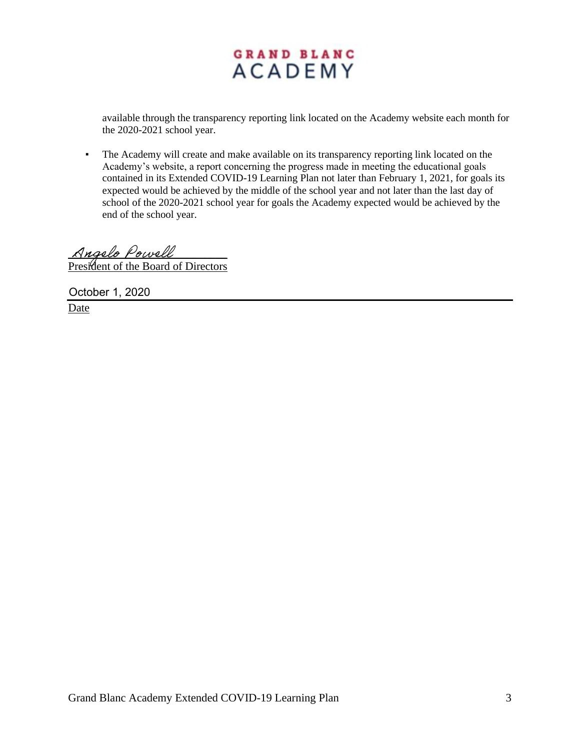available through the transparency reporting link located on the Academy website each month for the 2020-2021 school year.

- The Academy will create and make available on its transparency reporting link located on the Academy's website, a report concerning the progress made in meeting the educational goals contained in its Extended COVID-19 Learning Plan not later than February 1, 2021, for goals its expected would be achieved by the middle of the school year and not later than the last day of school of the 2020-2021 school year for goals the Academy expected would be achieved by the end of the school year.

Angelo Powell

President of the Board of Directors

October 1, 2020

Date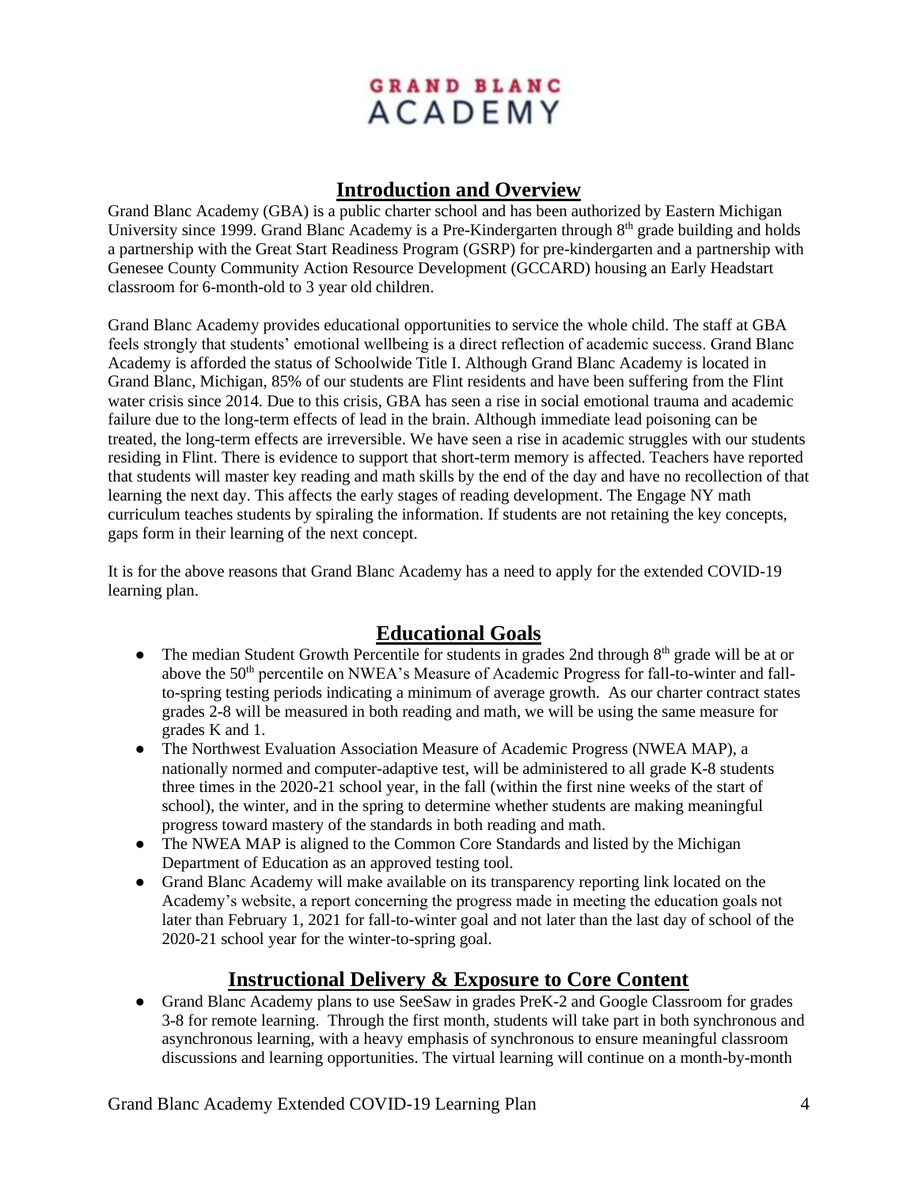# GRAND BLANC ACADEMY

## Introduction and Overview

Grand Blanc Academy (GBA) is a public charter school and has been authorized by Eastern Michigan University since 1999. Grand Blanc Academy is a Pre-Kindergarten through 8th grade building and holds a partnership with the Great Start Readiness Program (GSRP) for pre-kindergarten and a partnership with Genesee County Community Action Resource Development (GCCARD) housing an Early Headstart classroom for 6-month-old to 3 year old children.

Grand Blanc Academy provides educational opportunities to service the whole child. The staff at GBA feels strongly that students' emotional wellbeing is a direct reflection of academic success. Grand Blanc Academy is afforded the status of Schoolwide Title I. Although Grand Blanc Academy is located in Grand Blanc, Michigan, 85% of our students are Flint residents and have been suffering from the Flint water crisis since 2014. Due to this crisis, GBA has seen a rise in social emotional trauma and academic failure due to the long-term effects of lead in the brain. Although immediate lead poisoning can be treated, the long-term effects are irreversible. We have seen a rise in academic struggles with our students residing in Flint. There is evidence to support that short-term memory is affected. Teachers have reported that students will master key reading and math skills by the end of the day and have no recollection of that learning the next day. This affects the early stages of reading development. The Engage NY math curriculum teaches students by spiraling the information. If students are not retaining the key concepts, gaps form in their learning of the next concept.

It is for the above reasons that Grand Blanc Academy has a need to apply for the extended COVID-19 learning plan.

## Educational Goals

- The median Student Growth Percentile for students in grades 2nd through 8th grade will be at or above the 50th percentile on NWEA's Measure of Academic Progress for fall-to-winter and fall-to-spring testing periods indicating a minimum of average growth. As our charter contract states grades 2-8 will be measured in both reading and math, we will be using the same measure for grades K and 1.
- The Northwest Evaluation Association Measure of Academic Progress (NWEA MAP), a nationally normed and computer-adaptive test, will be administered to all grade K-8 students three times in the 2020-21 school year, in the fall (within the first nine weeks of the start of school), the winter, and in the spring to determine whether students are making meaningful progress toward mastery of the standards in both reading and math.
- The NWEA MAP is aligned to the Common Core Standards and listed by the Michigan Department of Education as an approved testing tool.
- Grand Blanc Academy will make available on its transparency reporting link located on the Academy's website, a report concerning the progress made in meeting the education goals not later than February 1, 2021 for fall-to-winter goal and not later than the last day of school of the 2020-21 school year for the winter-to-spring goal.

## Instructional Delivery & Exposure to Core Content

- Grand Blanc Academy plans to use SeeSaw in grades PreK-2 and Google Classroom for grades 3-8 for remote learning. Through the first month, students will take part in both synchronous and asynchronous learning, with a heavy emphasis of synchronous to ensure meaningful classroom discussions and learning opportunities. The virtual learning will continue on a month-by-month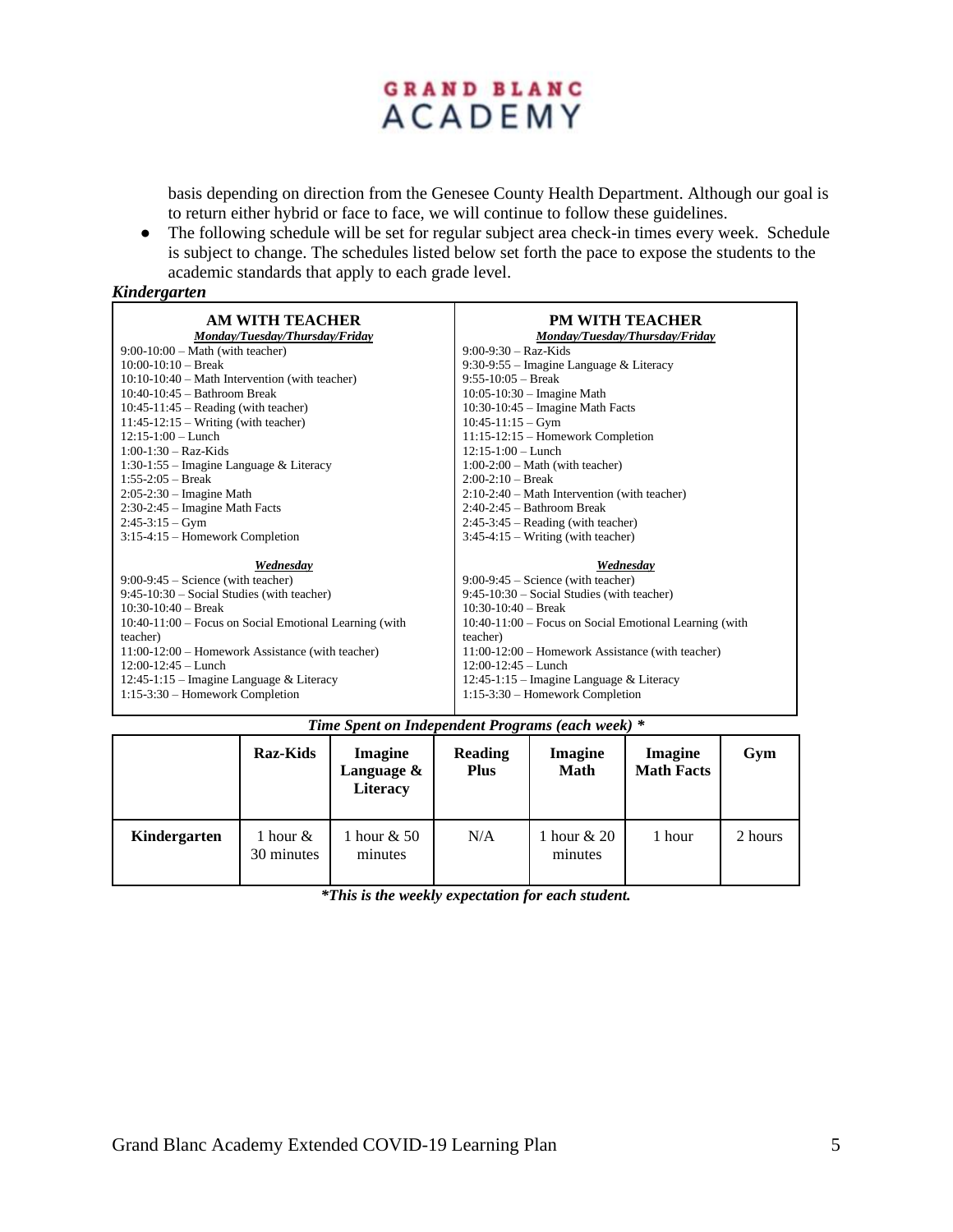basis depending on direction from the Genesee County Health Department. Although our goal is to return either hybrid or face to face, we will continue to follow these guidelines.

- The following schedule will be set for regular subject area check-in times every week. Schedule is subject to change. The schedules listed below set forth the pace to expose the students to the academic standards that apply to each grade level.

***Kindergarten***

| **AM WITH TEACHER** | **PM WITH TEACHER** |
|---|---|
| ***Monday/Tuesday/Thursday/Friday*** | ***Monday/Tuesday/Thursday/Friday*** |
| 9:00-10:00 – Math (with teacher) | 9:00-9:30 – Raz-Kids |
| 10:00-10:10 – Break | 9:30-9:55 – Imagine Language & Literacy |
| 10:10-10:40 – Math Intervention (with teacher) | 9:55-10:05 – Break |
| 10:40-10:45 – Bathroom Break | 10:05-10:30 – Imagine Math |
| 10:45-11:45 – Reading (with teacher) | 10:30-10:45 – Imagine Math Facts |
| 11:45-12:15 – Writing (with teacher) | 10:45-11:15 – Gym |
| 12:15-1:00 – Lunch | 11:15-12:15 – Homework Completion |
| 1:00-1:30 – Raz-Kids | 12:15-1:00 – Lunch |
| 1:30-1:55 – Imagine Language & Literacy | 1:00-2:00 – Math (with teacher) |
| 1:55-2:05 – Break | 2:00-2:10 – Break |
| 2:05-2:30 – Imagine Math | 2:10-2:40 – Math Intervention (with teacher) |
| 2:30-2:45 – Imagine Math Facts | 2:40-2:45 – Bathroom Break |
| 2:45-3:15 – Gym | 2:45-3:45 – Reading (with teacher) |
| 3:15-4:15 – Homework Completion | 3:45-4:15 – Writing (with teacher) |
| ***Wednesday*** | ***Wednesday*** |
| 9:00-9:45 – Science (with teacher) | 9:00-9:45 – Science (with teacher) |
| 9:45-10:30 – Social Studies (with teacher) | 9:45-10:30 – Social Studies (with teacher) |
| 10:30-10:40 – Break | 10:30-10:40 – Break |
| 10:40-11:00 – Focus on Social Emotional Learning (with teacher) | 10:40-11:00 – Focus on Social Emotional Learning (with teacher) |
| 11:00-12:00 – Homework Assistance (with teacher) | 11:00-12:00 – Homework Assistance (with teacher) |
| 12:00-12:45 – Lunch | 12:00-12:45 – Lunch |
| 12:45-1:15 – Imagine Language & Literacy | 12:45-1:15 – Imagine Language & Literacy |
| 1:15-3:30 – Homework Completion | 1:15-3:30 – Homework Completion |

***Time Spent on Independent Programs (each week) \****

| | **Raz-Kids** | **Imagine Language & Literacy** | **Reading Plus** | **Imagine Math** | **Imagine Math Facts** | **Gym** |
|---|---|---|---|---|---|---|
| **Kindergarten** | 1 hour & 30 minutes | 1 hour & 50 minutes | N/A | 1 hour & 20 minutes | 1 hour | 2 hours |

***\*This is the weekly expectation for each student.***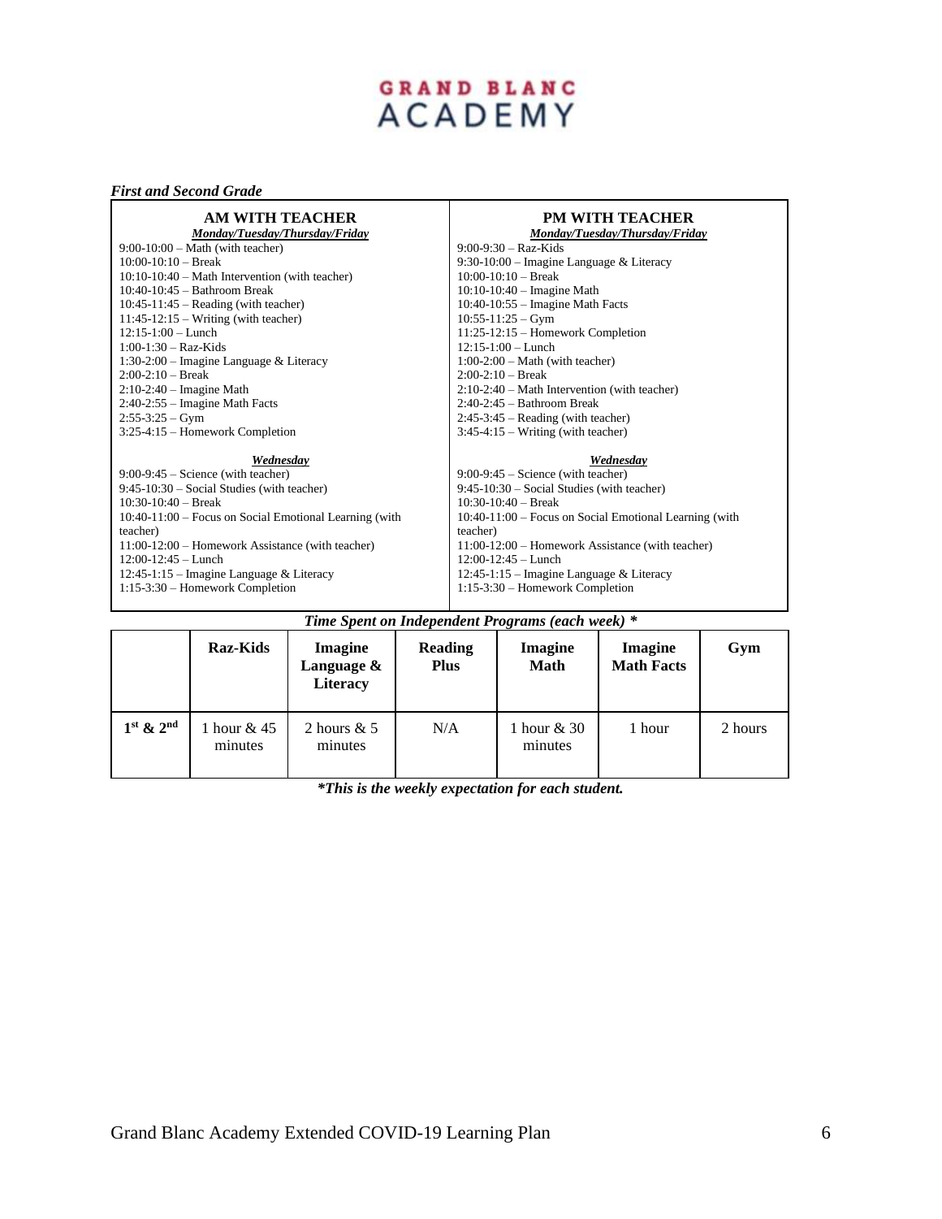# GRAND BLANC ACADEMY

***First and Second Grade***

| AM WITH TEACHER | PM WITH TEACHER |
|---|---|
| ***Monday/Tuesday/Thursday/Friday*** | ***Monday/Tuesday/Thursday/Friday*** |
| 9:00-10:00 – Math (with teacher)<br>10:00-10:10 – Break<br>10:10-10:40 – Math Intervention (with teacher)<br>10:40-10:45 – Bathroom Break<br>10:45-11:45 – Reading (with teacher)<br>11:45-12:15 – Writing (with teacher)<br>12:15-1:00 – Lunch<br>1:00-1:30 – Raz-Kids<br>1:30-2:00 – Imagine Language & Literacy<br>2:00-2:10 – Break<br>2:10-2:40 – Imagine Math<br>2:40-2:55 – Imagine Math Facts<br>2:55-3:25 – Gym<br>3:25-4:15 – Homework Completion | 9:00-9:30 – Raz-Kids<br>9:30-10:00 – Imagine Language & Literacy<br>10:00-10:10 – Break<br>10:10-10:40 – Imagine Math<br>10:40-10:55 – Imagine Math Facts<br>10:55-11:25 – Gym<br>11:25-12:15 – Homework Completion<br>12:15-1:00 – Lunch<br>1:00-2:00 – Math (with teacher)<br>2:00-2:10 – Break<br>2:10-2:40 – Math Intervention (with teacher)<br>2:40-2:45 – Bathroom Break<br>2:45-3:45 – Reading (with teacher)<br>3:45-4:15 – Writing (with teacher) |
| ***Wednesday*** | ***Wednesday*** |
| 9:00-9:45 – Science (with teacher)<br>9:45-10:30 – Social Studies (with teacher)<br>10:30-10:40 – Break<br>10:40-11:00 – Focus on Social Emotional Learning (with teacher)<br>11:00-12:00 – Homework Assistance (with teacher)<br>12:00-12:45 – Lunch<br>12:45-1:15 – Imagine Language & Literacy<br>1:15-3:30 – Homework Completion | 9:00-9:45 – Science (with teacher)<br>9:45-10:30 – Social Studies (with teacher)<br>10:30-10:40 – Break<br>10:40-11:00 – Focus on Social Emotional Learning (with teacher)<br>11:00-12:00 – Homework Assistance (with teacher)<br>12:00-12:45 – Lunch<br>12:45-1:15 – Imagine Language & Literacy<br>1:15-3:30 – Homework Completion |

***Time Spent on Independent Programs (each week) \****

| | Raz-Kids | Imagine Language & Literacy | Reading Plus | Imagine Math | Imagine Math Facts | Gym |
|---|---|---|---|---|---|---|
| **1st & 2nd** | 1 hour & 45 minutes | 2 hours & 5 minutes | N/A | 1 hour & 30 minutes | 1 hour | 2 hours |

***\*This is the weekly expectation for each student.***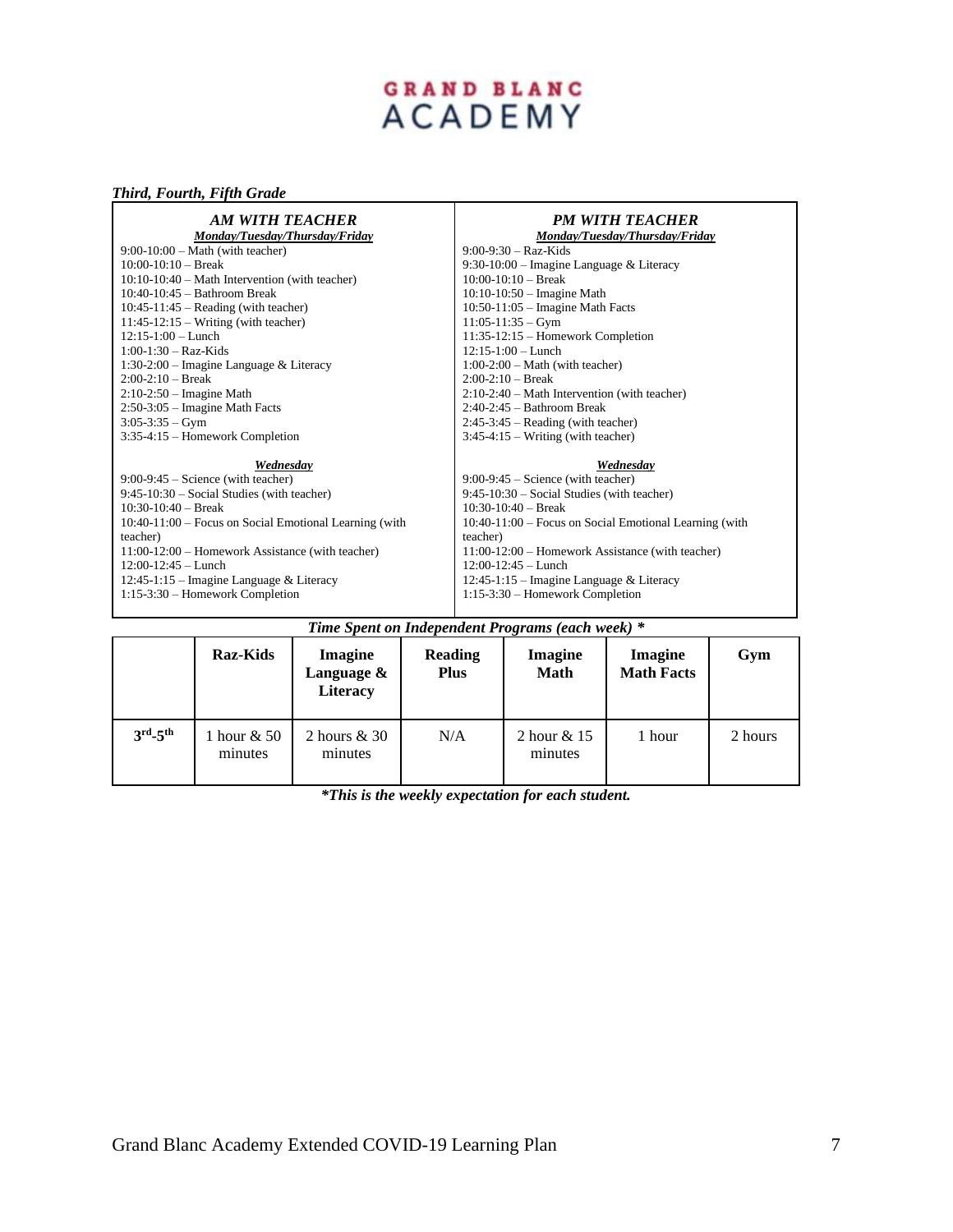# GRAND BLANC ACADEMY

***Third, Fourth, Fifth Grade***

| ***AM WITH TEACHER*** | ***PM WITH TEACHER*** |
|---|---|
| ***Monday/Tuesday/Thursday/Friday*** | ***Monday/Tuesday/Thursday/Friday*** |
| 9:00-10:00 – Math (with teacher)<br>10:00-10:10 – Break<br>10:10-10:40 – Math Intervention (with teacher)<br>10:40-10:45 – Bathroom Break<br>10:45-11:45 – Reading (with teacher)<br>11:45-12:15 – Writing (with teacher)<br>12:15-1:00 – Lunch<br>1:00-1:30 – Raz-Kids<br>1:30-2:00 – Imagine Language & Literacy<br>2:00-2:10 – Break<br>2:10-2:50 – Imagine Math<br>2:50-3:05 – Imagine Math Facts<br>3:05-3:35 – Gym<br>3:35-4:15 – Homework Completion | 9:00-9:30 – Raz-Kids<br>9:30-10:00 – Imagine Language & Literacy<br>10:00-10:10 – Break<br>10:10-10:50 – Imagine Math<br>10:50-11:05 – Imagine Math Facts<br>11:05-11:35 – Gym<br>11:35-12:15 – Homework Completion<br>12:15-1:00 – Lunch<br>1:00-2:00 – Math (with teacher)<br>2:00-2:10 – Break<br>2:10-2:40 – Math Intervention (with teacher)<br>2:40-2:45 – Bathroom Break<br>2:45-3:45 – Reading (with teacher)<br>3:45-4:15 – Writing (with teacher) |
| ***Wednesday*** | ***Wednesday*** |
| 9:00-9:45 – Science (with teacher)<br>9:45-10:30 – Social Studies (with teacher)<br>10:30-10:40 – Break<br>10:40-11:00 – Focus on Social Emotional Learning (with teacher)<br>11:00-12:00 – Homework Assistance (with teacher)<br>12:00-12:45 – Lunch<br>12:45-1:15 – Imagine Language & Literacy<br>1:15-3:30 – Homework Completion | 9:00-9:45 – Science (with teacher)<br>9:45-10:30 – Social Studies (with teacher)<br>10:30-10:40 – Break<br>10:40-11:00 – Focus on Social Emotional Learning (with teacher)<br>11:00-12:00 – Homework Assistance (with teacher)<br>12:00-12:45 – Lunch<br>12:45-1:15 – Imagine Language & Literacy<br>1:15-3:30 – Homework Completion |

***Time Spent on Independent Programs (each week) \****

| | **Raz-Kids** | **Imagine Language & Literacy** | **Reading Plus** | **Imagine Math** | **Imagine Math Facts** | **Gym** |
|---|---|---|---|---|---|---|
| **3rd-5th** | 1 hour & 50 minutes | 2 hours & 30 minutes | N/A | 2 hour & 15 minutes | 1 hour | 2 hours |

***\*This is the weekly expectation for each student.***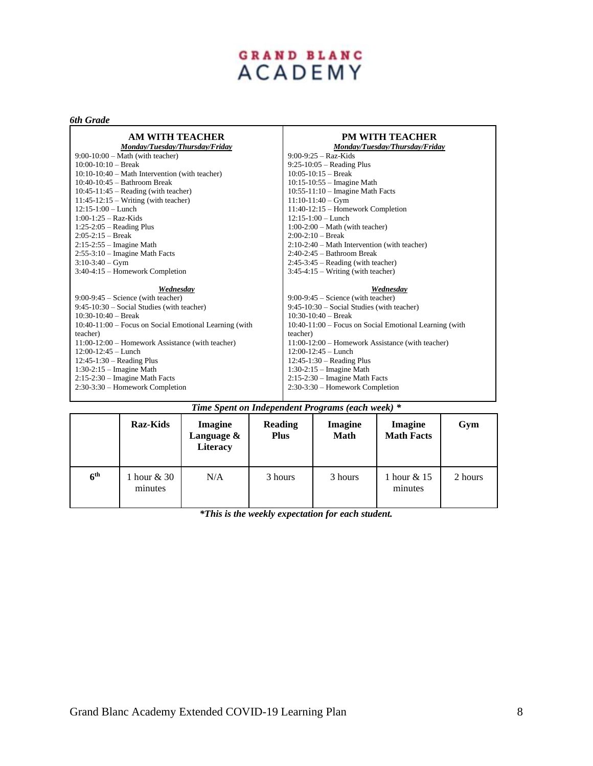# GRAND BLANC ACADEMY

***6th Grade***

| AM WITH TEACHER | PM WITH TEACHER |
|---|---|
| ***Monday/Tuesday/Thursday/Friday*** | ***Monday/Tuesday/Thursday/Friday*** |
| 9:00-10:00 – Math (with teacher)<br>10:00-10:10 – Break<br>10:10-10:40 – Math Intervention (with teacher)<br>10:40-10:45 – Bathroom Break<br>10:45-11:45 – Reading (with teacher)<br>11:45-12:15 – Writing (with teacher)<br>12:15-1:00 – Lunch<br>1:00-1:25 – Raz-Kids<br>1:25-2:05 – Reading Plus<br>2:05-2:15 – Break<br>2:15-2:55 – Imagine Math<br>2:55-3:10 – Imagine Math Facts<br>3:10-3:40 – Gym<br>3:40-4:15 – Homework Completion | 9:00-9:25 – Raz-Kids<br>9:25-10:05 – Reading Plus<br>10:05-10:15 – Break<br>10:15-10:55 – Imagine Math<br>10:55-11:10 – Imagine Math Facts<br>11:10-11:40 – Gym<br>11:40-12:15 – Homework Completion<br>12:15-1:00 – Lunch<br>1:00-2:00 – Math (with teacher)<br>2:00-2:10 – Break<br>2:10-2:40 – Math Intervention (with teacher)<br>2:40-2:45 – Bathroom Break<br>2:45-3:45 – Reading (with teacher)<br>3:45-4:15 – Writing (with teacher) |
| ***Wednesday*** | ***Wednesday*** |
| 9:00-9:45 – Science (with teacher)<br>9:45-10:30 – Social Studies (with teacher)<br>10:30-10:40 – Break<br>10:40-11:00 – Focus on Social Emotional Learning (with teacher)<br>11:00-12:00 – Homework Assistance (with teacher)<br>12:00-12:45 – Lunch<br>12:45-1:30 – Reading Plus<br>1:30-2:15 – Imagine Math<br>2:15-2:30 – Imagine Math Facts<br>2:30-3:30 – Homework Completion | 9:00-9:45 – Science (with teacher)<br>9:45-10:30 – Social Studies (with teacher)<br>10:30-10:40 – Break<br>10:40-11:00 – Focus on Social Emotional Learning (with teacher)<br>11:00-12:00 – Homework Assistance (with teacher)<br>12:00-12:45 – Lunch<br>12:45-1:30 – Reading Plus<br>1:30-2:15 – Imagine Math<br>2:15-2:30 – Imagine Math Facts<br>2:30-3:30 – Homework Completion |

***Time Spent on Independent Programs (each week) \****

| | Raz-Kids | Imagine Language & Literacy | Reading Plus | Imagine Math | Imagine Math Facts | Gym |
|---|---|---|---|---|---|---|
| 6th | 1 hour & 30 minutes | N/A | 3 hours | 3 hours | 1 hour & 15 minutes | 2 hours |

***\*This is the weekly expectation for each student.***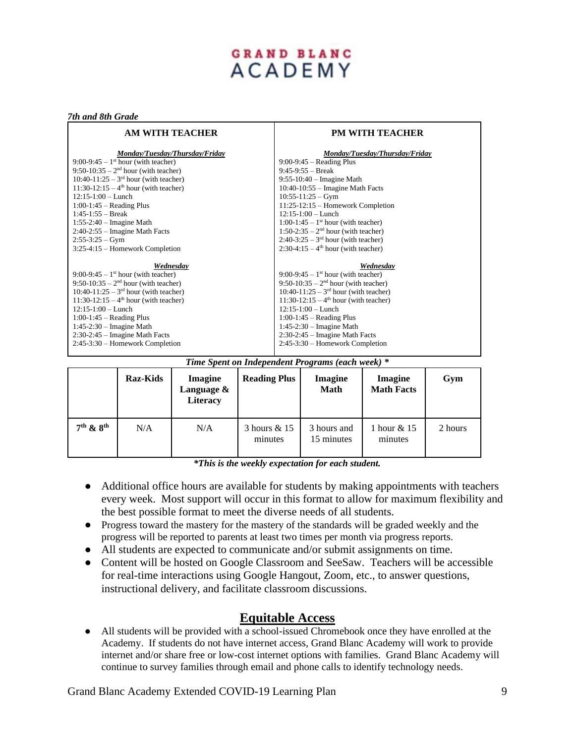GRAND BLANC ACADEMY

*7th and 8th Grade*

| AM WITH TEACHER | PM WITH TEACHER |
|---|---|
| ***Monday/Tuesday/Thursday/Friday*** | ***Monday/Tuesday/Thursday/Friday*** |
| 9:00-9:45 – 1st hour (with teacher) | 9:00-9:45 – Reading Plus |
| 9:50-10:35 – 2nd hour (with teacher) | 9:45-9:55 – Break |
| 10:40-11:25 – 3rd hour (with teacher) | 9:55-10:40 – Imagine Math |
| 11:30-12:15 – 4th hour (with teacher) | 10:40-10:55 – Imagine Math Facts |
| 12:15-1:00 – Lunch | 10:55-11:25 – Gym |
| 1:00-1:45 – Reading Plus | 11:25-12:15 – Homework Completion |
| 1:45-1:55 – Break | 12:15-1:00 – Lunch |
| 1:55-2:40 – Imagine Math | 1:00-1:45 – 1st hour (with teacher) |
| 2:40-2:55 – Imagine Math Facts | 1:50-2:35 – 2nd hour (with teacher) |
| 2:55-3:25 – Gym | 2:40-3:25 – 3rd hour (with teacher) |
| 3:25-4:15 – Homework Completion | 2:30-4:15 – 4th hour (with teacher) |
| ***Wednesday*** | ***Wednesday*** |
| 9:00-9:45 – 1st hour (with teacher) | 9:00-9:45 – 1st hour (with teacher) |
| 9:50-10:35 – 2nd hour (with teacher) | 9:50-10:35 – 2nd hour (with teacher) |
| 10:40-11:25 – 3rd hour (with teacher) | 10:40-11:25 – 3rd hour (with teacher) |
| 11:30-12:15 – 4th hour (with teacher) | 11:30-12:15 – 4th hour (with teacher) |
| 12:15-1:00 – Lunch | 12:15-1:00 – Lunch |
| 1:00-1:45 – Reading Plus | 1:00-1:45 – Reading Plus |
| 1:45-2:30 – Imagine Math | 1:45-2:30 – Imagine Math |
| 2:30-2:45 – Imagine Math Facts | 2:30-2:45 – Imagine Math Facts |
| 2:45-3:30 – Homework Completion | 2:45-3:30 – Homework Completion |

***Time Spent on Independent Programs (each week) \****

| | Raz-Kids | Imagine Language & Literacy | Reading Plus | Imagine Math | Imagine Math Facts | Gym |
|---|---|---|---|---|---|---|
| **7th & 8th** | N/A | N/A | 3 hours & 15 minutes | 3 hours and 15 minutes | 1 hour & 15 minutes | 2 hours |

***This is the weekly expectation for each student.***

- Additional office hours are available for students by making appointments with teachers every week. Most support will occur in this format to allow for maximum flexibility and the best possible format to meet the diverse needs of all students.
- Progress toward the mastery for the mastery of the standards will be graded weekly and the progress will be reported to parents at least two times per month via progress reports.
- All students are expected to communicate and/or submit assignments on time.
- Content will be hosted on Google Classroom and SeeSaw. Teachers will be accessible for real-time interactions using Google Hangout, Zoom, etc., to answer questions, instructional delivery, and facilitate classroom discussions.

## Equitable Access

- All students will be provided with a school-issued Chromebook once they have enrolled at the Academy. If students do not have internet access, Grand Blanc Academy will work to provide internet and/or share free or low-cost internet options with families. Grand Blanc Academy will continue to survey families through email and phone calls to identify technology needs.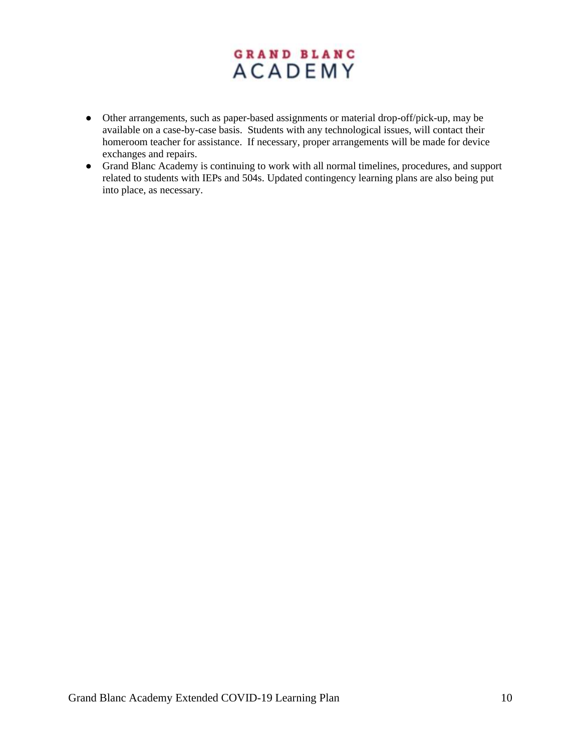- Other arrangements, such as paper-based assignments or material drop-off/pick-up, may be available on a case-by-case basis. Students with any technological issues, will contact their homeroom teacher for assistance. If necessary, proper arrangements will be made for device exchanges and repairs.
- Grand Blanc Academy is continuing to work with all normal timelines, procedures, and support related to students with IEPs and 504s. Updated contingency learning plans are also being put into place, as necessary.